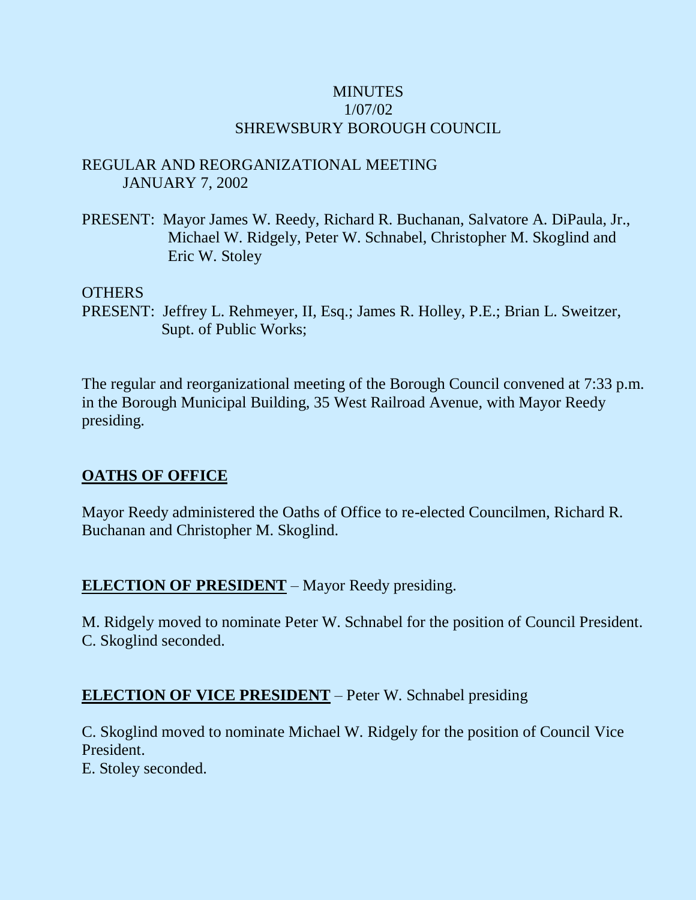# MINUTES
## 1/07/02
## SHREWSBURY BOROUGH COUNCIL

REGULAR AND REORGANIZATIONAL MEETING
JANUARY 7, 2002

PRESENT: Mayor James W. Reedy, Richard R. Buchanan, Salvatore A. DiPaula, Jr., Michael W. Ridgely, Peter W. Schnabel, Christopher M. Skoglind and Eric W. Stoley

OTHERS
PRESENT: Jeffrey L. Rehmeyer, II, Esq.; James R. Holley, P.E.; Brian L. Sweitzer, Supt. of Public Works;

The regular and reorganizational meeting of the Borough Council convened at 7:33 p.m. in the Borough Municipal Building, 35 West Railroad Avenue, with Mayor Reedy presiding.

**OATHS OF OFFICE**

Mayor Reedy administered the Oaths of Office to re-elected Councilmen, Richard R. Buchanan and Christopher M. Skoglind.

**ELECTION OF PRESIDENT** – Mayor Reedy presiding.

M. Ridgely moved to nominate Peter W. Schnabel for the position of Council President.
C. Skoglind seconded.

**ELECTION OF VICE PRESIDENT** – Peter W. Schnabel presiding

C. Skoglind moved to nominate Michael W. Ridgely for the position of Council Vice President.
E. Stoley seconded.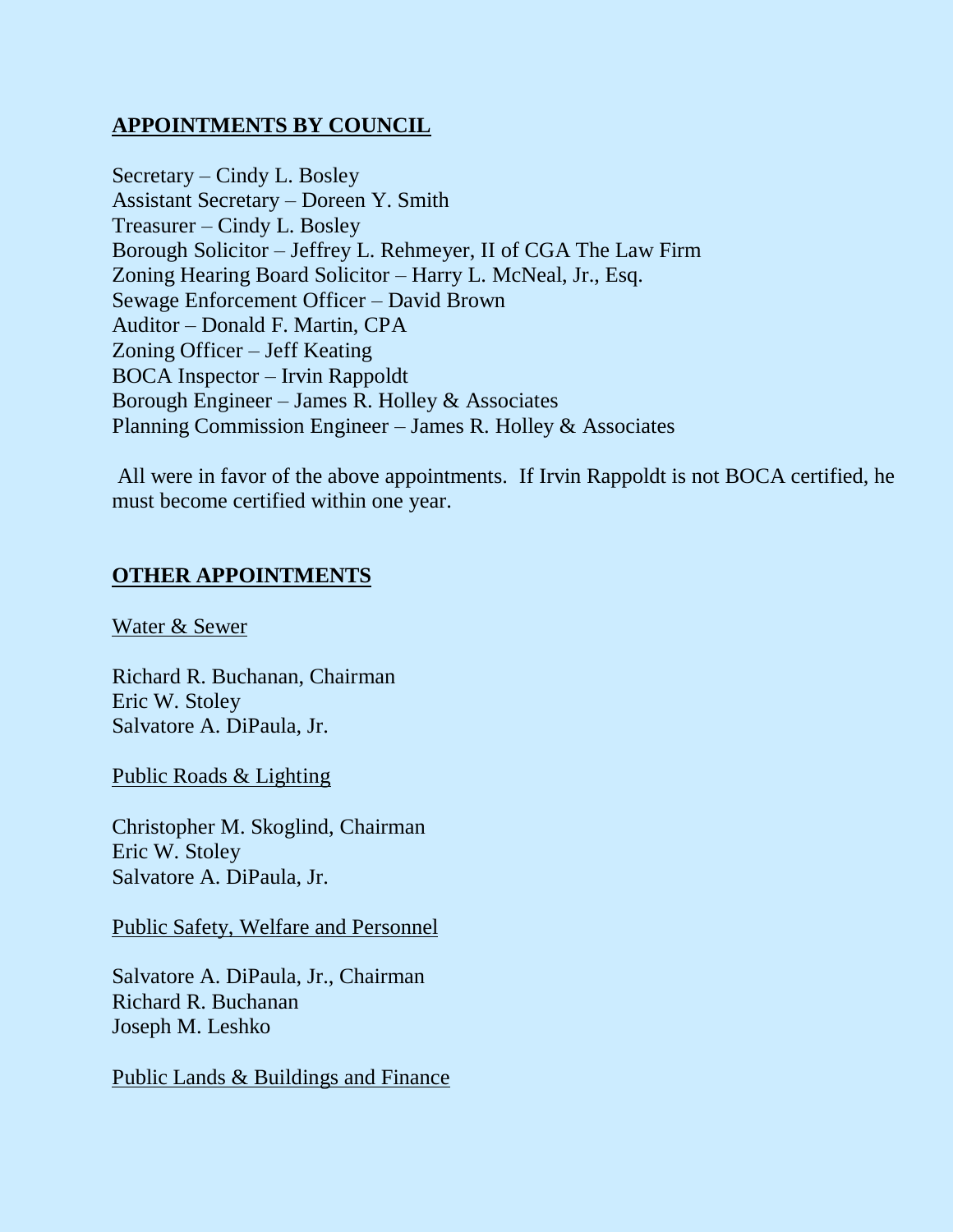## APPOINTMENTS BY COUNCIL

Secretary – Cindy L. Bosley
Assistant Secretary – Doreen Y. Smith
Treasurer – Cindy L. Bosley
Borough Solicitor – Jeffrey L. Rehmeyer, II of CGA The Law Firm
Zoning Hearing Board Solicitor – Harry L. McNeal, Jr., Esq.
Sewage Enforcement Officer – David Brown
Auditor – Donald F. Martin, CPA
Zoning Officer – Jeff Keating
BOCA Inspector – Irvin Rappoldt
Borough Engineer – James R. Holley & Associates
Planning Commission Engineer – James R. Holley & Associates

All were in favor of the above appointments. If Irvin Rappoldt is not BOCA certified, he must become certified within one year.

## OTHER APPOINTMENTS

Water & Sewer

Richard R. Buchanan, Chairman
Eric W. Stoley
Salvatore A. DiPaula, Jr.

Public Roads & Lighting

Christopher M. Skoglind, Chairman
Eric W. Stoley
Salvatore A. DiPaula, Jr.

Public Safety, Welfare and Personnel

Salvatore A. DiPaula, Jr., Chairman
Richard R. Buchanan
Joseph M. Leshko

Public Lands & Buildings and Finance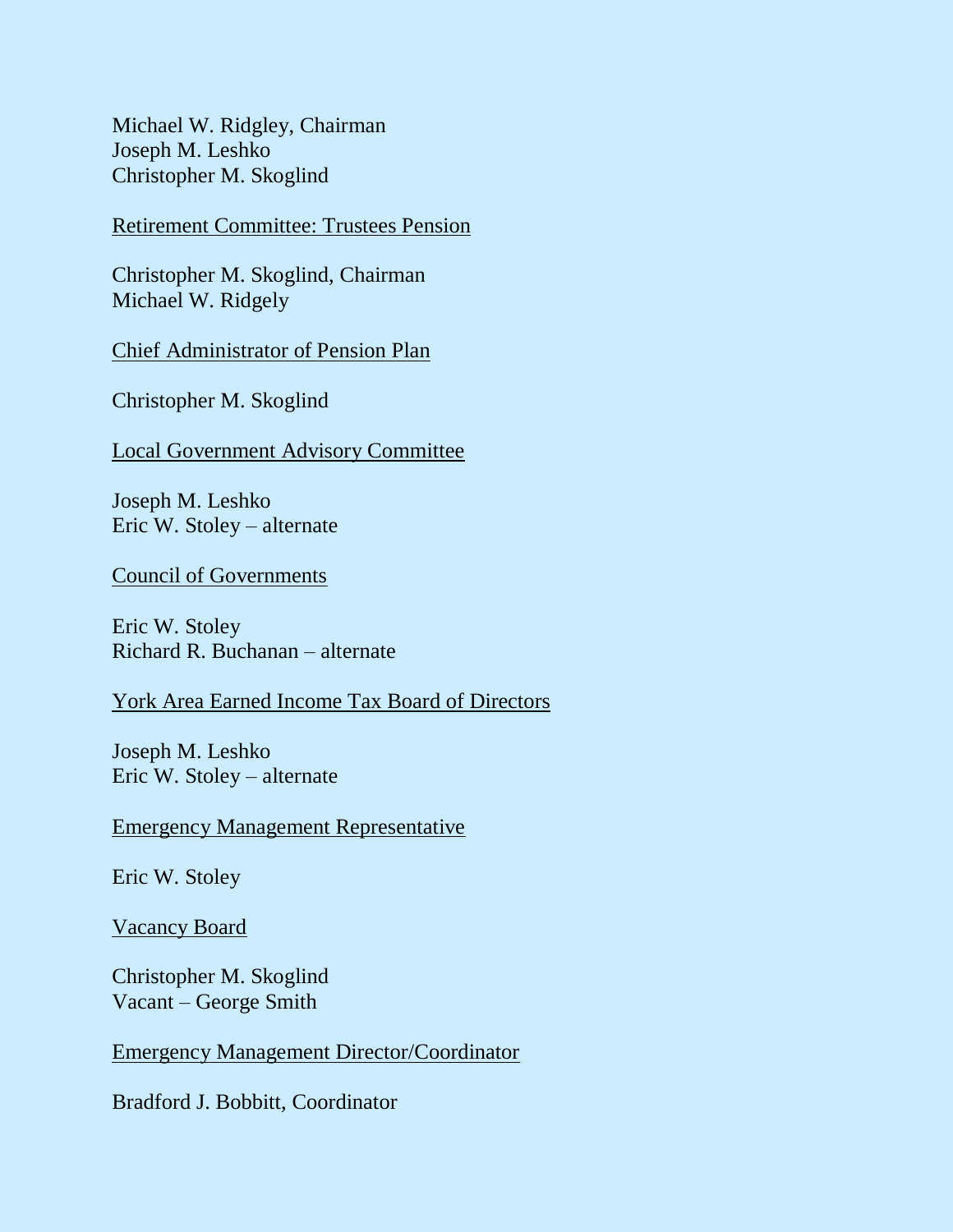Michael W. Ridgley, Chairman
Joseph M. Leshko
Christopher M. Skoglind

<u>Retirement Committee: Trustees Pension</u>

Christopher M. Skoglind, Chairman
Michael W. Ridgely

<u>Chief Administrator of Pension Plan</u>

Christopher M. Skoglind

<u>Local Government Advisory Committee</u>

Joseph M. Leshko
Eric W. Stoley – alternate

<u>Council of Governments</u>

Eric W. Stoley
Richard R. Buchanan – alternate

<u>York Area Earned Income Tax Board of Directors</u>

Joseph M. Leshko
Eric W. Stoley – alternate

<u>Emergency Management Representative</u>

Eric W. Stoley

<u>Vacancy Board</u>

Christopher M. Skoglind
Vacant – George Smith

<u>Emergency Management Director/Coordinator</u>

Bradford J. Bobbitt, Coordinator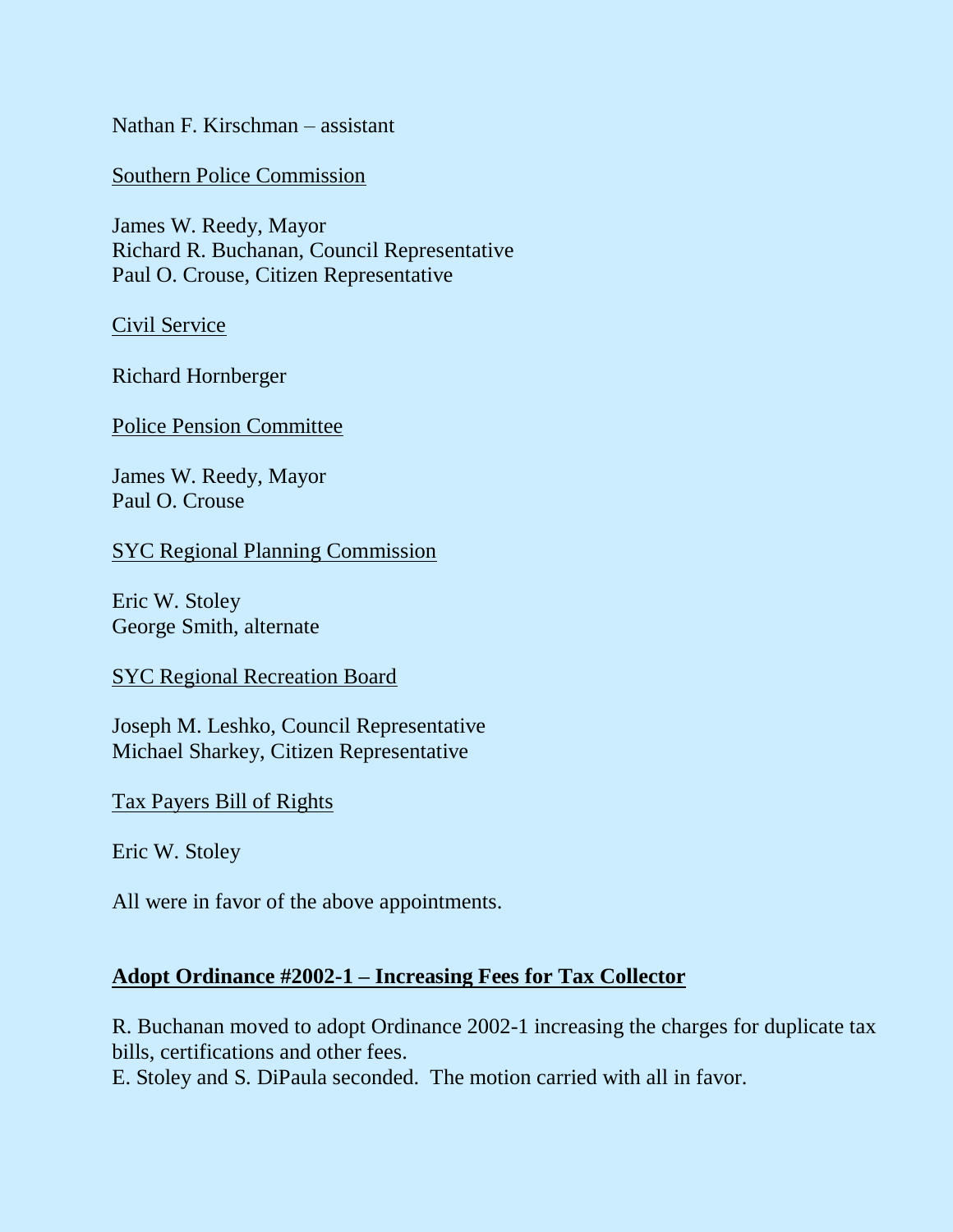Nathan F. Kirschman – assistant

<u>Southern Police Commission</u>

James W. Reedy, Mayor
Richard R. Buchanan, Council Representative
Paul O. Crouse, Citizen Representative

<u>Civil Service</u>

Richard Hornberger

<u>Police Pension Committee</u>

James W. Reedy, Mayor
Paul O. Crouse

<u>SYC Regional Planning Commission</u>

Eric W. Stoley
George Smith, alternate

<u>SYC Regional Recreation Board</u>

Joseph M. Leshko, Council Representative
Michael Sharkey, Citizen Representative

<u>Tax Payers Bill of Rights</u>

Eric W. Stoley

All were in favor of the above appointments.

## Adopt Ordinance #2002-1 – Increasing Fees for Tax Collector

R. Buchanan moved to adopt Ordinance 2002-1 increasing the charges for duplicate tax bills, certifications and other fees.
E. Stoley and S. DiPaula seconded. The motion carried with all in favor.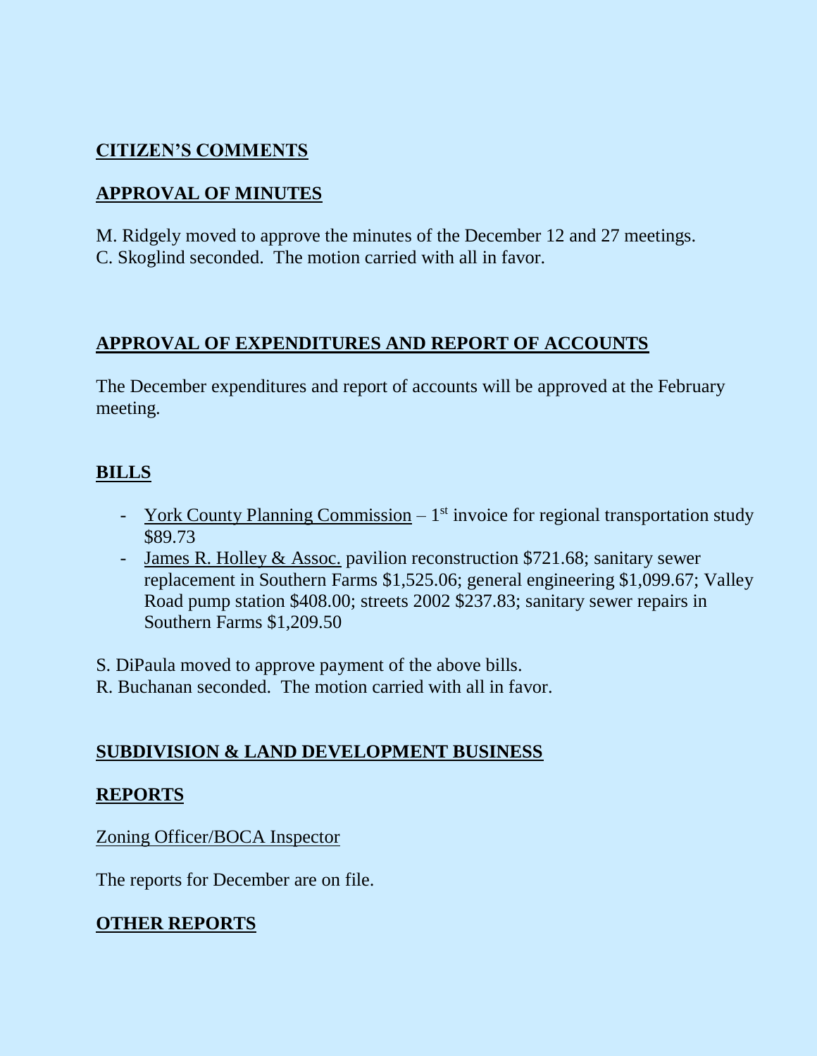## CITIZEN'S COMMENTS

## APPROVAL OF MINUTES

M. Ridgely moved to approve the minutes of the December 12 and 27 meetings.
C. Skoglind seconded. The motion carried with all in favor.

## APPROVAL OF EXPENDITURES AND REPORT OF ACCOUNTS

The December expenditures and report of accounts will be approved at the February meeting.

## BILLS

- York County Planning Commission – 1st invoice for regional transportation study $89.73
- James R. Holley & Assoc. pavilion reconstruction $721.68; sanitary sewer replacement in Southern Farms $1,525.06; general engineering $1,099.67; Valley Road pump station $408.00; streets 2002 $237.83; sanitary sewer repairs in Southern Farms $1,209.50

S. DiPaula moved to approve payment of the above bills.
R. Buchanan seconded. The motion carried with all in favor.

## SUBDIVISION & LAND DEVELOPMENT BUSINESS

## REPORTS

Zoning Officer/BOCA Inspector

The reports for December are on file.

## OTHER REPORTS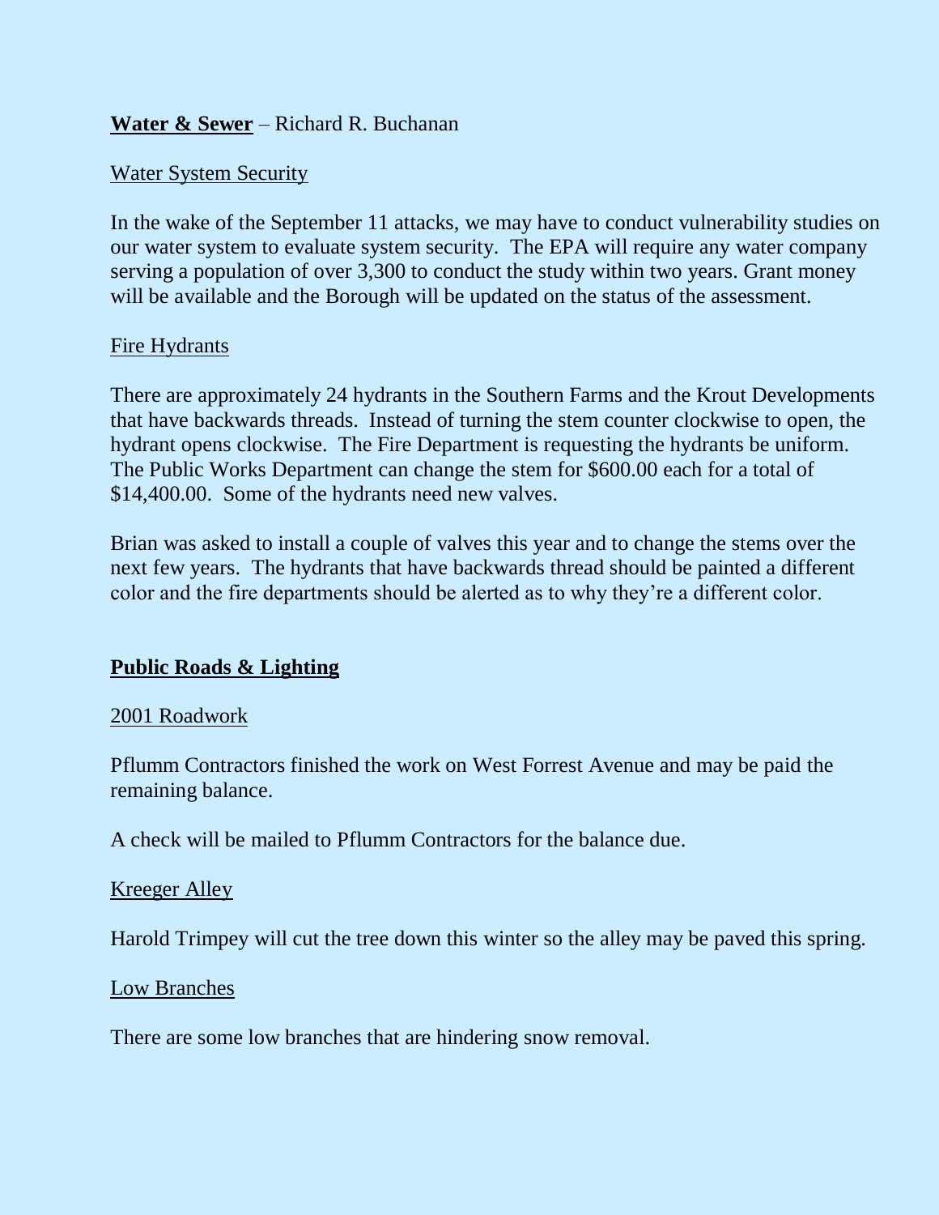**Water & Sewer** – Richard R. Buchanan

Water System Security

In the wake of the September 11 attacks, we may have to conduct vulnerability studies on our water system to evaluate system security. The EPA will require any water company serving a population of over 3,300 to conduct the study within two years. Grant money will be available and the Borough will be updated on the status of the assessment.

Fire Hydrants

There are approximately 24 hydrants in the Southern Farms and the Krout Developments that have backwards threads. Instead of turning the stem counter clockwise to open, the hydrant opens clockwise. The Fire Department is requesting the hydrants be uniform. The Public Works Department can change the stem for $600.00 each for a total of $14,400.00. Some of the hydrants need new valves.

Brian was asked to install a couple of valves this year and to change the stems over the next few years. The hydrants that have backwards thread should be painted a different color and the fire departments should be alerted as to why they're a different color.

**Public Roads & Lighting**

2001 Roadwork

Pflumm Contractors finished the work on West Forrest Avenue and may be paid the remaining balance.

A check will be mailed to Pflumm Contractors for the balance due.

Kreeger Alley

Harold Trimpey will cut the tree down this winter so the alley may be paved this spring.

Low Branches

There are some low branches that are hindering snow removal.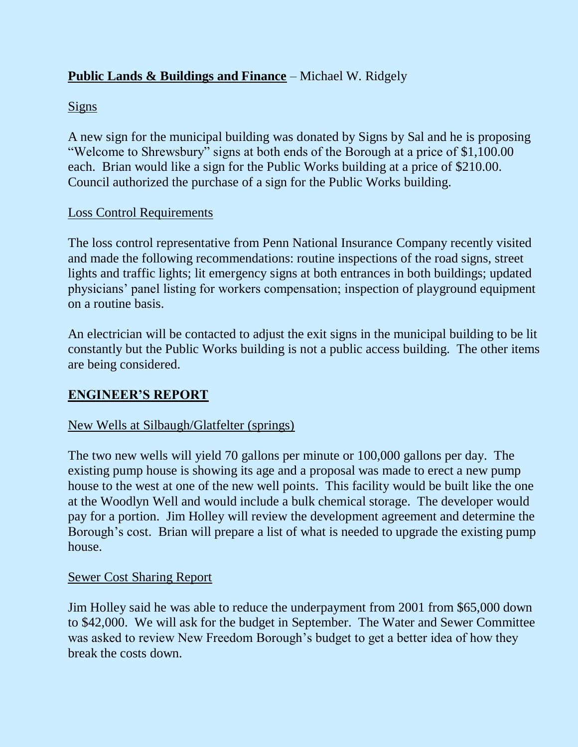**Public Lands & Buildings and Finance** – Michael W. Ridgely

Signs

A new sign for the municipal building was donated by Signs by Sal and he is proposing "Welcome to Shrewsbury" signs at both ends of the Borough at a price of $1,100.00 each. Brian would like a sign for the Public Works building at a price of $210.00. Council authorized the purchase of a sign for the Public Works building.

Loss Control Requirements

The loss control representative from Penn National Insurance Company recently visited and made the following recommendations: routine inspections of the road signs, street lights and traffic lights; lit emergency signs at both entrances in both buildings; updated physicians' panel listing for workers compensation; inspection of playground equipment on a routine basis.

An electrician will be contacted to adjust the exit signs in the municipal building to be lit constantly but the Public Works building is not a public access building. The other items are being considered.

## ENGINEER'S REPORT

New Wells at Silbaugh/Glatfelter (springs)

The two new wells will yield 70 gallons per minute or 100,000 gallons per day. The existing pump house is showing its age and a proposal was made to erect a new pump house to the west at one of the new well points. This facility would be built like the one at the Woodlyn Well and would include a bulk chemical storage. The developer would pay for a portion. Jim Holley will review the development agreement and determine the Borough's cost. Brian will prepare a list of what is needed to upgrade the existing pump house.

Sewer Cost Sharing Report

Jim Holley said he was able to reduce the underpayment from 2001 from $65,000 down to $42,000. We will ask for the budget in September. The Water and Sewer Committee was asked to review New Freedom Borough's budget to get a better idea of how they break the costs down.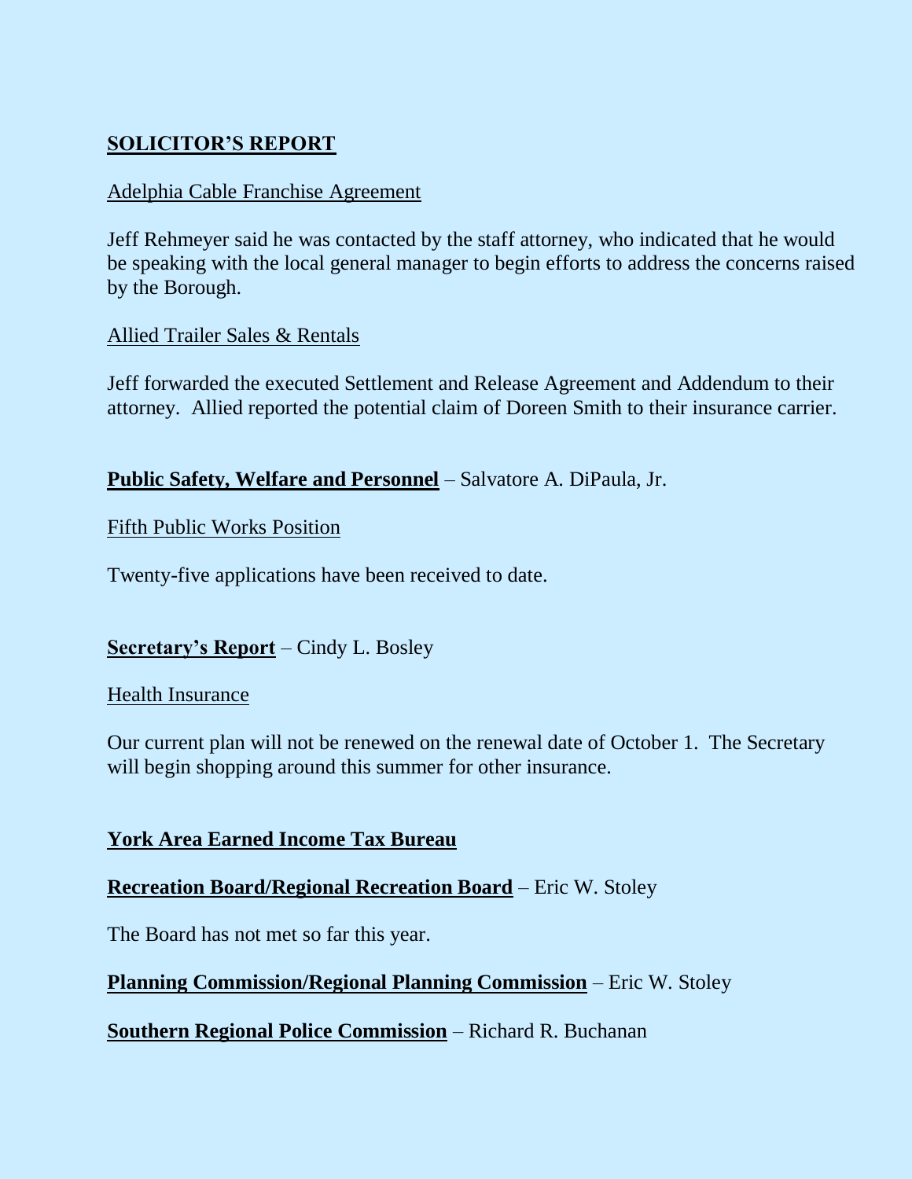## SOLICITOR'S REPORT

Adelphia Cable Franchise Agreement

Jeff Rehmeyer said he was contacted by the staff attorney, who indicated that he would be speaking with the local general manager to begin efforts to address the concerns raised by the Borough.

Allied Trailer Sales & Rentals

Jeff forwarded the executed Settlement and Release Agreement and Addendum to their attorney. Allied reported the potential claim of Doreen Smith to their insurance carrier.

**Public Safety, Welfare and Personnel** – Salvatore A. DiPaula, Jr.

Fifth Public Works Position

Twenty-five applications have been received to date.

**Secretary's Report** – Cindy L. Bosley

Health Insurance

Our current plan will not be renewed on the renewal date of October 1. The Secretary will begin shopping around this summer for other insurance.

**York Area Earned Income Tax Bureau**

**Recreation Board/Regional Recreation Board** – Eric W. Stoley

The Board has not met so far this year.

**Planning Commission/Regional Planning Commission** – Eric W. Stoley

**Southern Regional Police Commission** – Richard R. Buchanan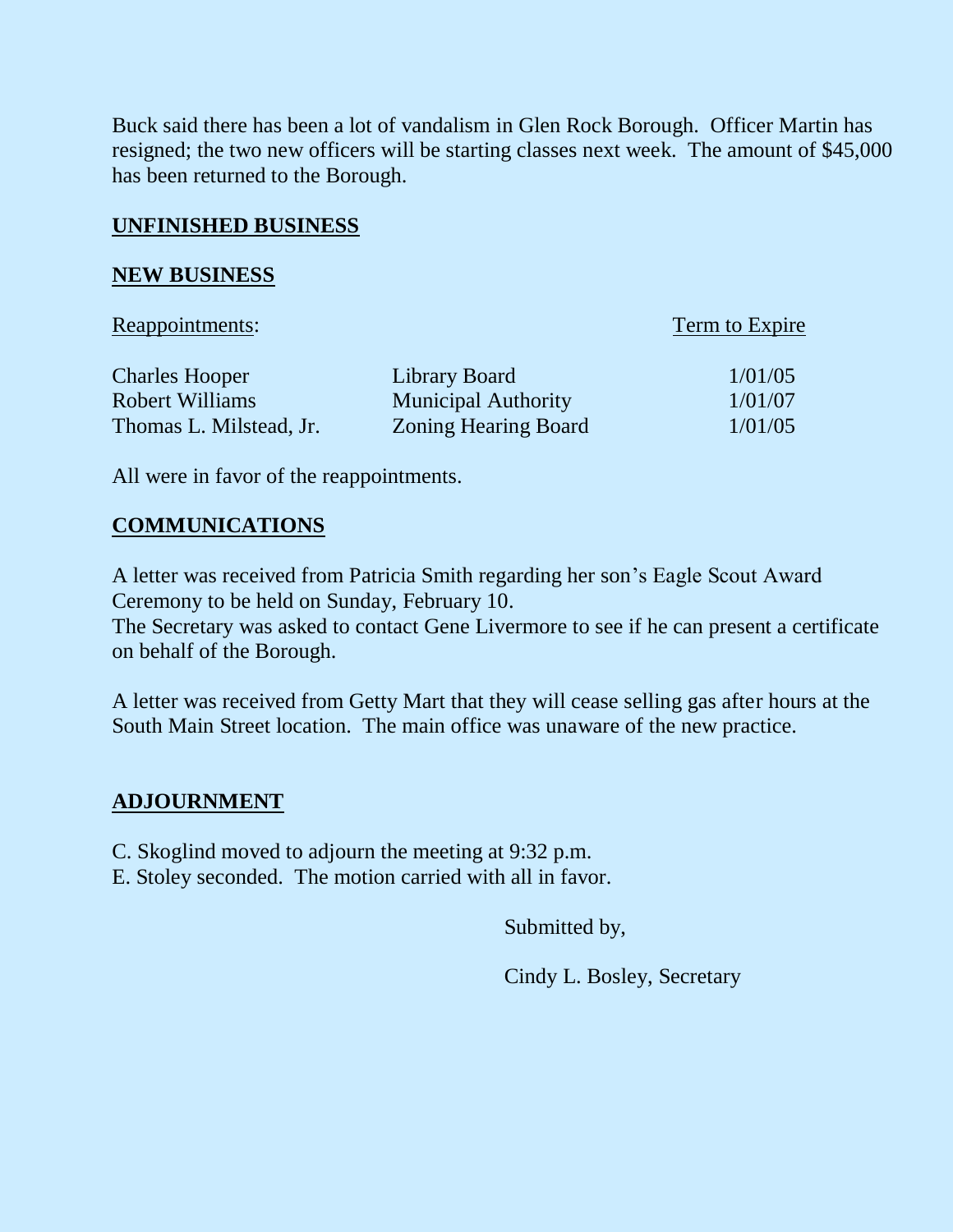Buck said there has been a lot of vandalism in Glen Rock Borough. Officer Martin has resigned; the two new officers will be starting classes next week. The amount of $45,000 has been returned to the Borough.

## UNFINISHED BUSINESS

## NEW BUSINESS

| Reappointments: | | Term to Expire |
| --- | --- | --- |
| Charles Hooper | Library Board | 1/01/05 |
| Robert Williams | Municipal Authority | 1/01/07 |
| Thomas L. Milstead, Jr. | Zoning Hearing Board | 1/01/05 |

All were in favor of the reappointments.

## COMMUNICATIONS

A letter was received from Patricia Smith regarding her son's Eagle Scout Award Ceremony to be held on Sunday, February 10.
The Secretary was asked to contact Gene Livermore to see if he can present a certificate on behalf of the Borough.

A letter was received from Getty Mart that they will cease selling gas after hours at the South Main Street location. The main office was unaware of the new practice.

## ADJOURNMENT

C. Skoglind moved to adjourn the meeting at 9:32 p.m.
E. Stoley seconded. The motion carried with all in favor.

Submitted by,

Cindy L. Bosley, Secretary